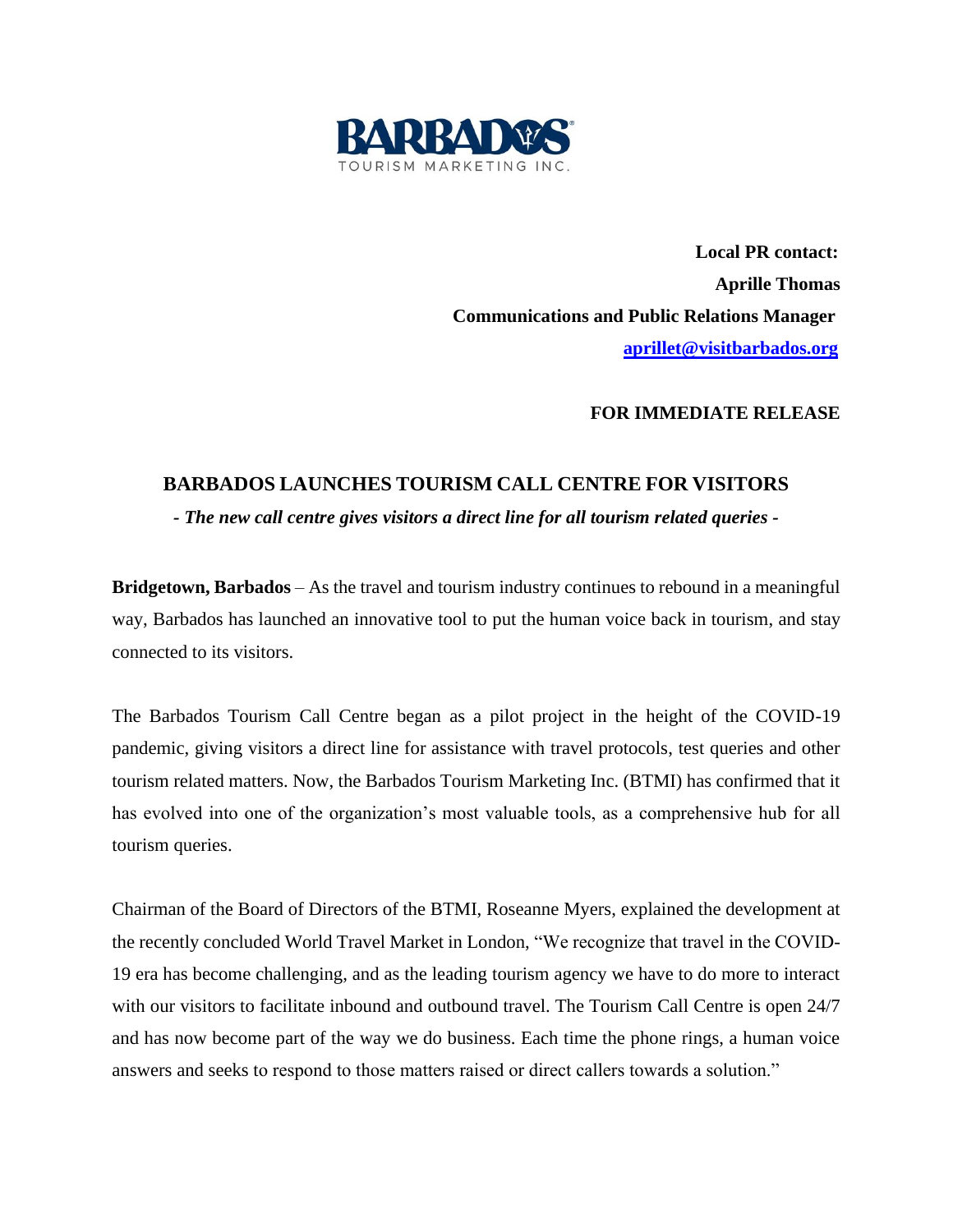BARBADOS
TOURISM MARKETING INC.

**Local PR contact:**
**Aprille Thomas**
**Communications and Public Relations Manager**
**[aprillet@visitbarbados.org](mailto:aprillet@visitbarbados.org)**

**FOR IMMEDIATE RELEASE**

## BARBADOS LAUNCHES TOURISM CALL CENTRE FOR VISITORS

***- The new call centre gives visitors a direct line for all tourism related queries -***

**Bridgetown, Barbados** – As the travel and tourism industry continues to rebound in a meaningful way, Barbados has launched an innovative tool to put the human voice back in tourism, and stay connected to its visitors.

The Barbados Tourism Call Centre began as a pilot project in the height of the COVID-19 pandemic, giving visitors a direct line for assistance with travel protocols, test queries and other tourism related matters. Now, the Barbados Tourism Marketing Inc. (BTMI) has confirmed that it has evolved into one of the organization's most valuable tools, as a comprehensive hub for all tourism queries.

Chairman of the Board of Directors of the BTMI, Roseanne Myers, explained the development at the recently concluded World Travel Market in London, "We recognize that travel in the COVID-19 era has become challenging, and as the leading tourism agency we have to do more to interact with our visitors to facilitate inbound and outbound travel. The Tourism Call Centre is open 24/7 and has now become part of the way we do business. Each time the phone rings, a human voice answers and seeks to respond to those matters raised or direct callers towards a solution."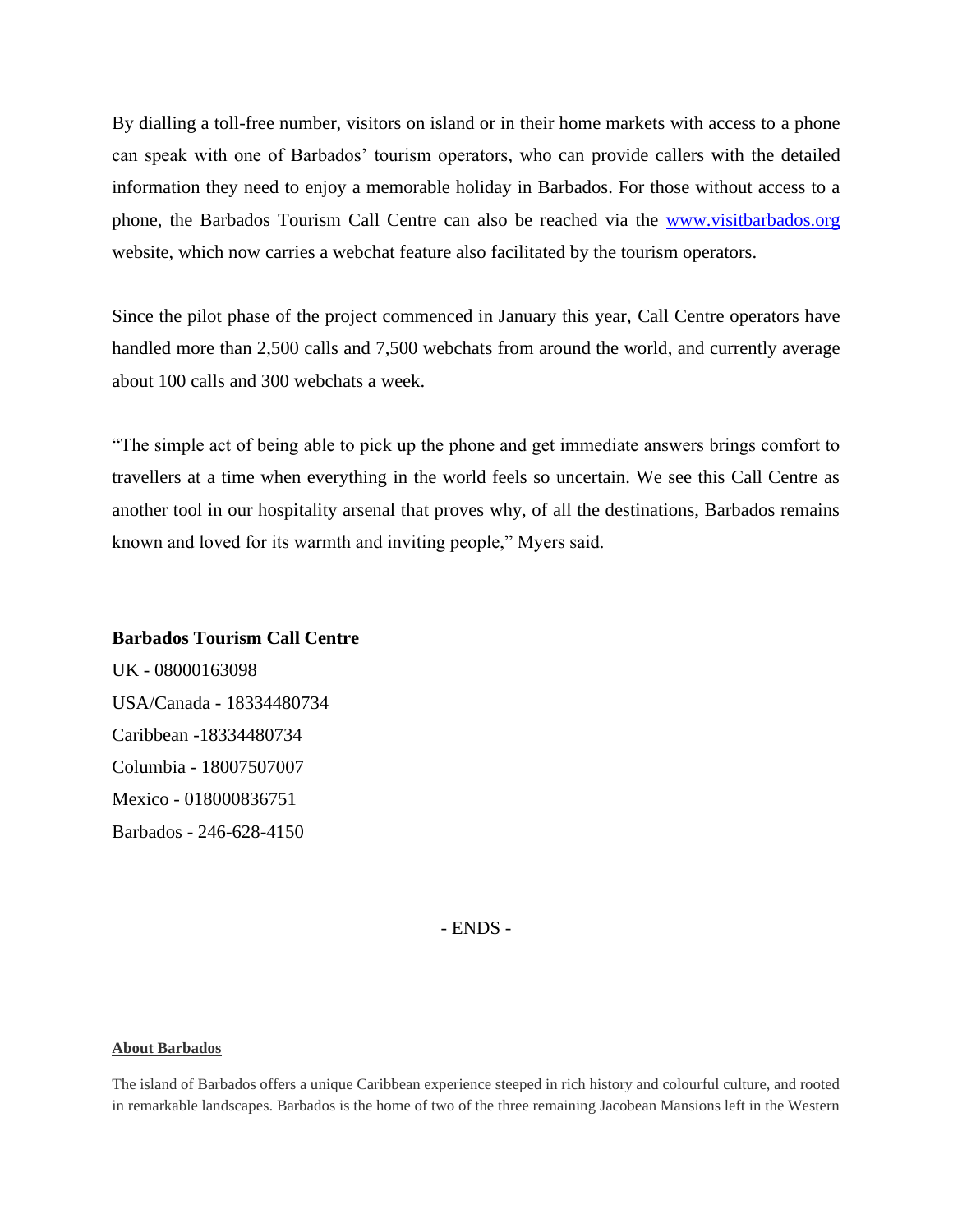By dialling a toll-free number, visitors on island or in their home markets with access to a phone can speak with one of Barbados' tourism operators, who can provide callers with the detailed information they need to enjoy a memorable holiday in Barbados. For those without access to a phone, the Barbados Tourism Call Centre can also be reached via the [www.visitbarbados.org](http://www.visitbarbados.org) website, which now carries a webchat feature also facilitated by the tourism operators.

Since the pilot phase of the project commenced in January this year, Call Centre operators have handled more than 2,500 calls and 7,500 webchats from around the world, and currently average about 100 calls and 300 webchats a week.

"The simple act of being able to pick up the phone and get immediate answers brings comfort to travellers at a time when everything in the world feels so uncertain. We see this Call Centre as another tool in our hospitality arsenal that proves why, of all the destinations, Barbados remains known and loved for its warmth and inviting people," Myers said.

**Barbados Tourism Call Centre**

UK - 08000163098
USA/Canada - 18334480734
Caribbean -18334480734
Columbia - 18007507007
Mexico - 018000836751
Barbados - 246-628-4150

- ENDS -

**About Barbados**

The island of Barbados offers a unique Caribbean experience steeped in rich history and colourful culture, and rooted in remarkable landscapes. Barbados is the home of two of the three remaining Jacobean Mansions left in the Western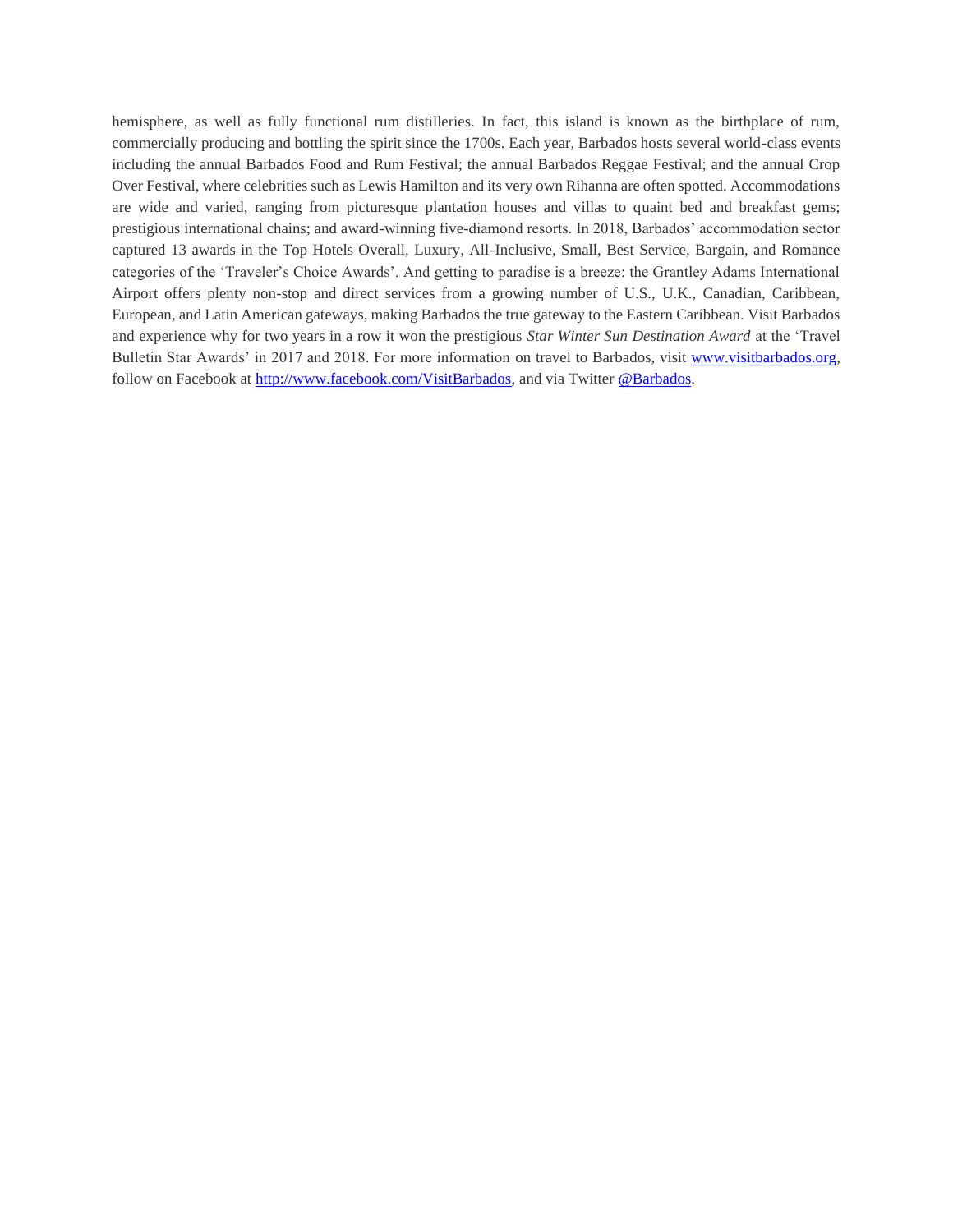hemisphere, as well as fully functional rum distilleries. In fact, this island is known as the birthplace of rum, commercially producing and bottling the spirit since the 1700s. Each year, Barbados hosts several world-class events including the annual Barbados Food and Rum Festival; the annual Barbados Reggae Festival; and the annual Crop Over Festival, where celebrities such as Lewis Hamilton and its very own Rihanna are often spotted. Accommodations are wide and varied, ranging from picturesque plantation houses and villas to quaint bed and breakfast gems; prestigious international chains; and award-winning five-diamond resorts. In 2018, Barbados' accommodation sector captured 13 awards in the Top Hotels Overall, Luxury, All-Inclusive, Small, Best Service, Bargain, and Romance categories of the 'Traveler's Choice Awards'. And getting to paradise is a breeze: the Grantley Adams International Airport offers plenty non-stop and direct services from a growing number of U.S., U.K., Canadian, Caribbean, European, and Latin American gateways, making Barbados the true gateway to the Eastern Caribbean. Visit Barbados and experience why for two years in a row it won the prestigious *Star Winter Sun Destination Award* at the 'Travel Bulletin Star Awards' in 2017 and 2018. For more information on travel to Barbados, visit [www.visitbarbados.org](http://www.visitbarbados.org), follow on Facebook at [http://www.facebook.com/VisitBarbados](http://www.facebook.com/VisitBarbados), and via Twitter [@Barbados](https://twitter.com/Barbados).